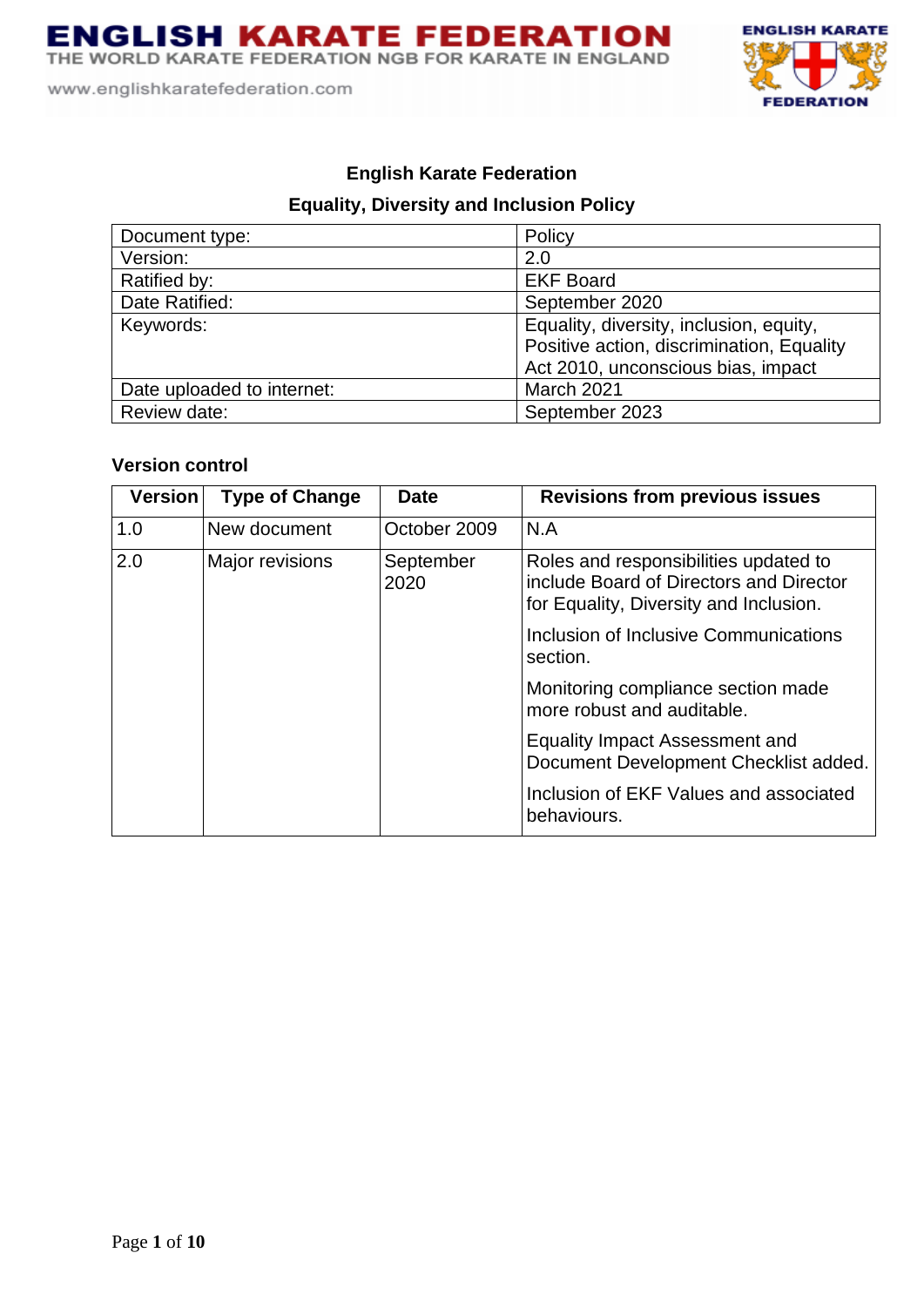# English Karate Federation

## Equality, Diversity and Inclusion Policy

| Document type: | Policy |
|---|---|
| Version: | 2.0 |
| Ratified by: | EKF Board |
| Date Ratified: | September 2020 |
| Keywords: | Equality, diversity, inclusion, equity, Positive action, discrimination, Equality Act 2010, unconscious bias, impact |
| Date uploaded to internet: | March 2021 |
| Review date: | September 2023 |

### Version control

| Version | Type of Change | Date | Revisions from previous issues |
|---|---|---|---|
| 1.0 | New document | October 2009 | N.A |
| 2.0 | Major revisions | September 2020 | Roles and responsibilities updated to include Board of Directors and Director for Equality, Diversity and Inclusion.<br><br>Inclusion of Inclusive Communications section.<br><br>Monitoring compliance section made more robust and auditable.<br><br>Equality Impact Assessment and Document Development Checklist added.<br><br>Inclusion of EKF Values and associated behaviours. |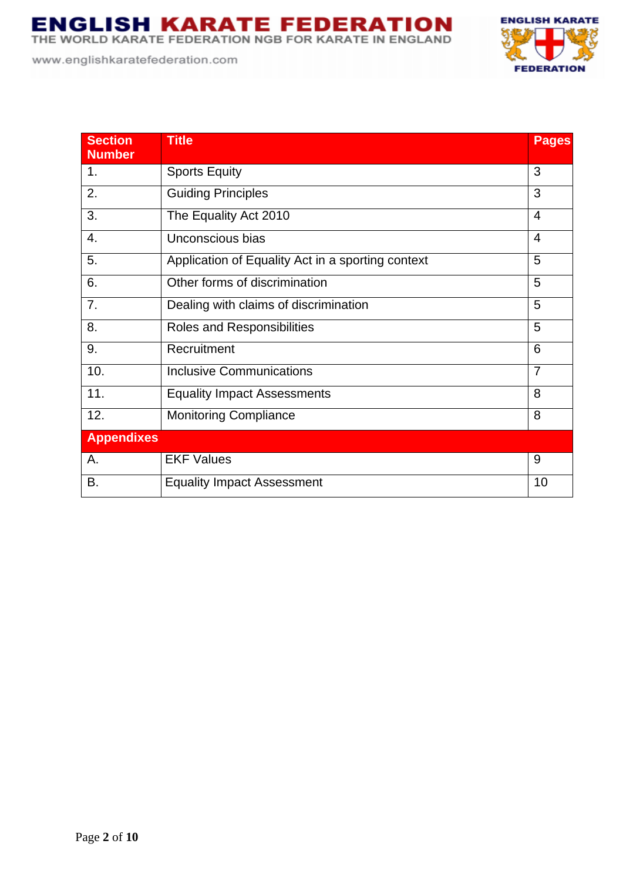| Section Number | Title | Pages |
|---|---|---|
| 1. | Sports Equity | 3 |
| 2. | Guiding Principles | 3 |
| 3. | The Equality Act 2010 | 4 |
| 4. | Unconscious bias | 4 |
| 5. | Application of Equality Act in a sporting context | 5 |
| 6. | Other forms of discrimination | 5 |
| 7. | Dealing with claims of discrimination | 5 |
| 8. | Roles and Responsibilities | 5 |
| 9. | Recruitment | 6 |
| 10. | Inclusive Communications | 7 |
| 11. | Equality Impact Assessments | 8 |
| 12. | Monitoring Compliance | 8 |
| **Appendixes** | | |
| A. | EKF Values | 9 |
| B. | Equality Impact Assessment | 10 |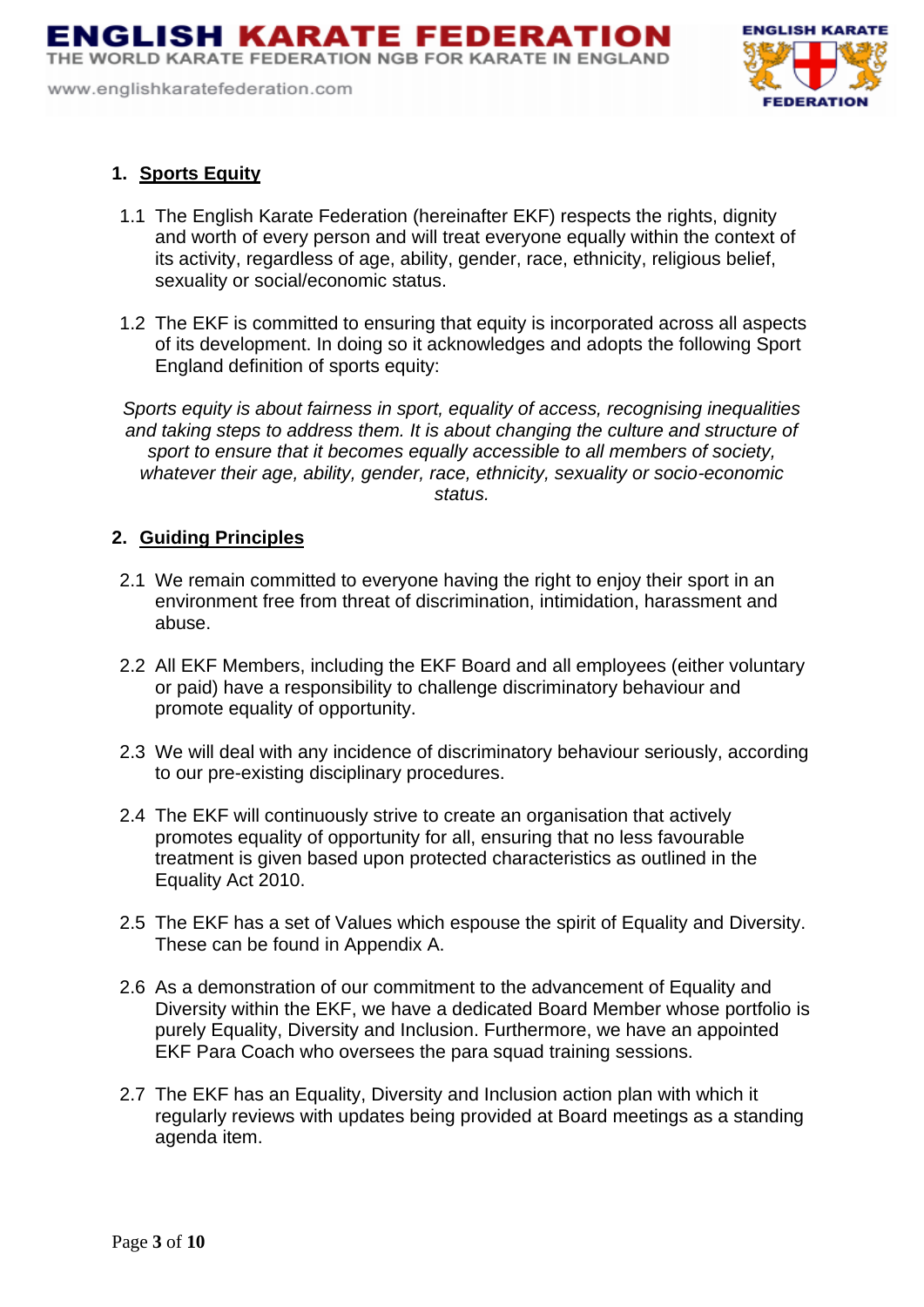## 1. Sports Equity

1.1 The English Karate Federation (hereinafter EKF) respects the rights, dignity and worth of every person and will treat everyone equally within the context of its activity, regardless of age, ability, gender, race, ethnicity, religious belief, sexuality or social/economic status.

1.2 The EKF is committed to ensuring that equity is incorporated across all aspects of its development. In doing so it acknowledges and adopts the following Sport England definition of sports equity:

*Sports equity is about fairness in sport, equality of access, recognising inequalities and taking steps to address them. It is about changing the culture and structure of sport to ensure that it becomes equally accessible to all members of society, whatever their age, ability, gender, race, ethnicity, sexuality or socio-economic status.*

## 2. Guiding Principles

2.1 We remain committed to everyone having the right to enjoy their sport in an environment free from threat of discrimination, intimidation, harassment and abuse.

2.2 All EKF Members, including the EKF Board and all employees (either voluntary or paid) have a responsibility to challenge discriminatory behaviour and promote equality of opportunity.

2.3 We will deal with any incidence of discriminatory behaviour seriously, according to our pre-existing disciplinary procedures.

2.4 The EKF will continuously strive to create an organisation that actively promotes equality of opportunity for all, ensuring that no less favourable treatment is given based upon protected characteristics as outlined in the Equality Act 2010.

2.5 The EKF has a set of Values which espouse the spirit of Equality and Diversity. These can be found in Appendix A.

2.6 As a demonstration of our commitment to the advancement of Equality and Diversity within the EKF, we have a dedicated Board Member whose portfolio is purely Equality, Diversity and Inclusion. Furthermore, we have an appointed EKF Para Coach who oversees the para squad training sessions.

2.7 The EKF has an Equality, Diversity and Inclusion action plan with which it regularly reviews with updates being provided at Board meetings as a standing agenda item.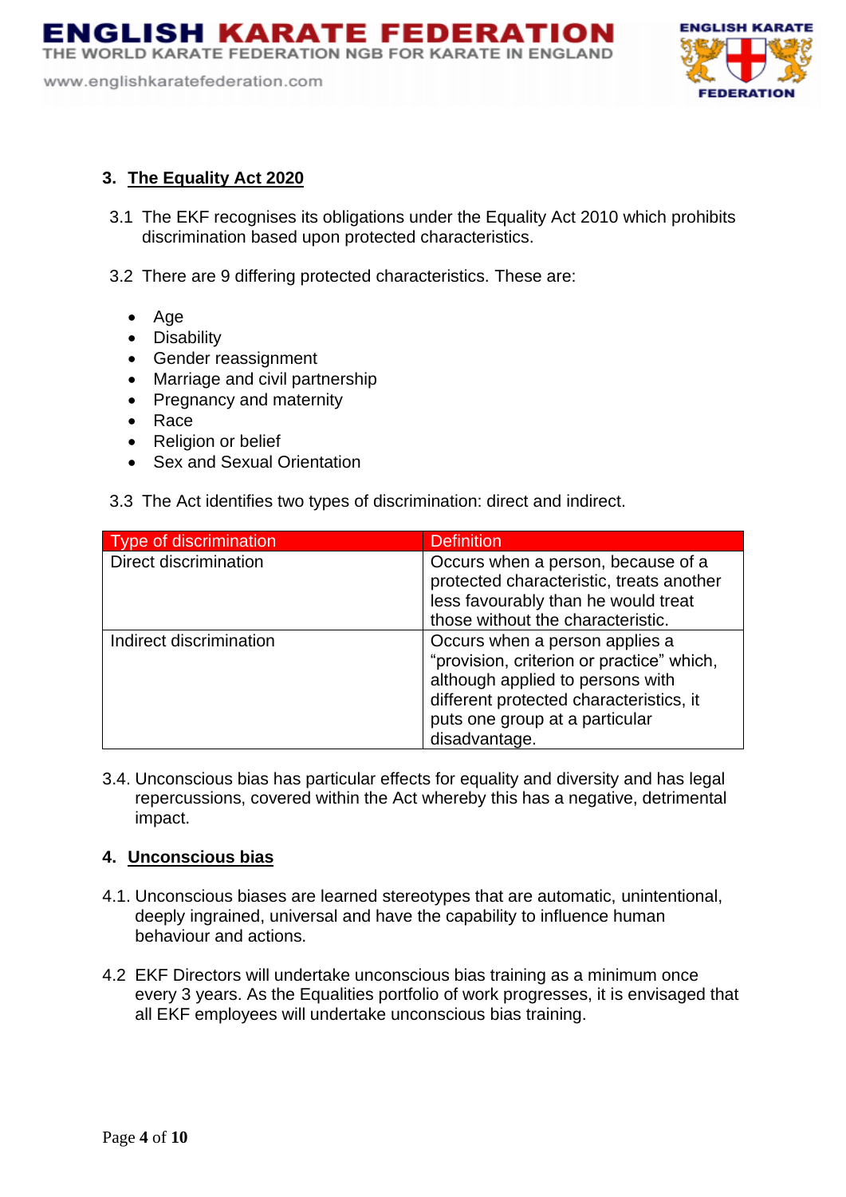## 3. The Equality Act 2020

3.1 The EKF recognises its obligations under the Equality Act 2010 which prohibits discrimination based upon protected characteristics.

3.2 There are 9 differing protected characteristics. These are:

- Age
- Disability
- Gender reassignment
- Marriage and civil partnership
- Pregnancy and maternity
- Race
- Religion or belief
- Sex and Sexual Orientation

3.3 The Act identifies two types of discrimination: direct and indirect.

| Type of discrimination | Definition |
|---|---|
| Direct discrimination | Occurs when a person, because of a protected characteristic, treats another less favourably than he would treat those without the characteristic. |
| Indirect discrimination | Occurs when a person applies a "provision, criterion or practice" which, although applied to persons with different protected characteristics, it puts one group at a particular disadvantage. |

3.4. Unconscious bias has particular effects for equality and diversity and has legal repercussions, covered within the Act whereby this has a negative, detrimental impact.

## 4. Unconscious bias

4.1. Unconscious biases are learned stereotypes that are automatic, unintentional, deeply ingrained, universal and have the capability to influence human behaviour and actions.

4.2 EKF Directors will undertake unconscious bias training as a minimum once every 3 years. As the Equalities portfolio of work progresses, it is envisaged that all EKF employees will undertake unconscious bias training.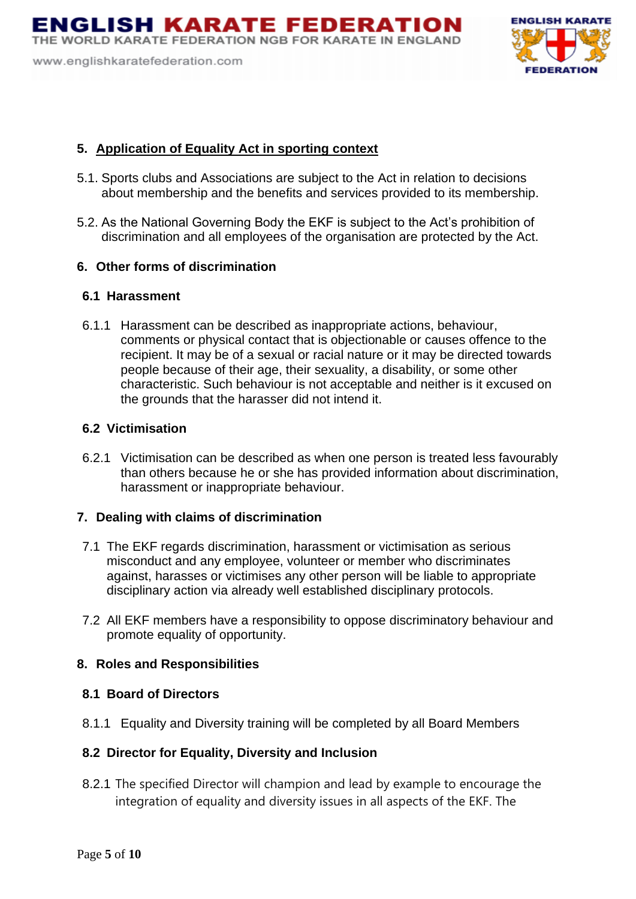## 5. Application of Equality Act in sporting context

5.1. Sports clubs and Associations are subject to the Act in relation to decisions about membership and the benefits and services provided to its membership.

5.2. As the National Governing Body the EKF is subject to the Act's prohibition of discrimination and all employees of the organisation are protected by the Act.

## 6. Other forms of discrimination

### 6.1 Harassment

6.1.1 Harassment can be described as inappropriate actions, behaviour, comments or physical contact that is objectionable or causes offence to the recipient. It may be of a sexual or racial nature or it may be directed towards people because of their age, their sexuality, a disability, or some other characteristic. Such behaviour is not acceptable and neither is it excused on the grounds that the harasser did not intend it.

### 6.2 Victimisation

6.2.1 Victimisation can be described as when one person is treated less favourably than others because he or she has provided information about discrimination, harassment or inappropriate behaviour.

## 7. Dealing with claims of discrimination

7.1 The EKF regards discrimination, harassment or victimisation as serious misconduct and any employee, volunteer or member who discriminates against, harasses or victimises any other person will be liable to appropriate disciplinary action via already well established disciplinary protocols.

7.2 All EKF members have a responsibility to oppose discriminatory behaviour and promote equality of opportunity.

## 8. Roles and Responsibilities

### 8.1 Board of Directors

8.1.1 Equality and Diversity training will be completed by all Board Members

### 8.2 Director for Equality, Diversity and Inclusion

8.2.1 The specified Director will champion and lead by example to encourage the integration of equality and diversity issues in all aspects of the EKF. The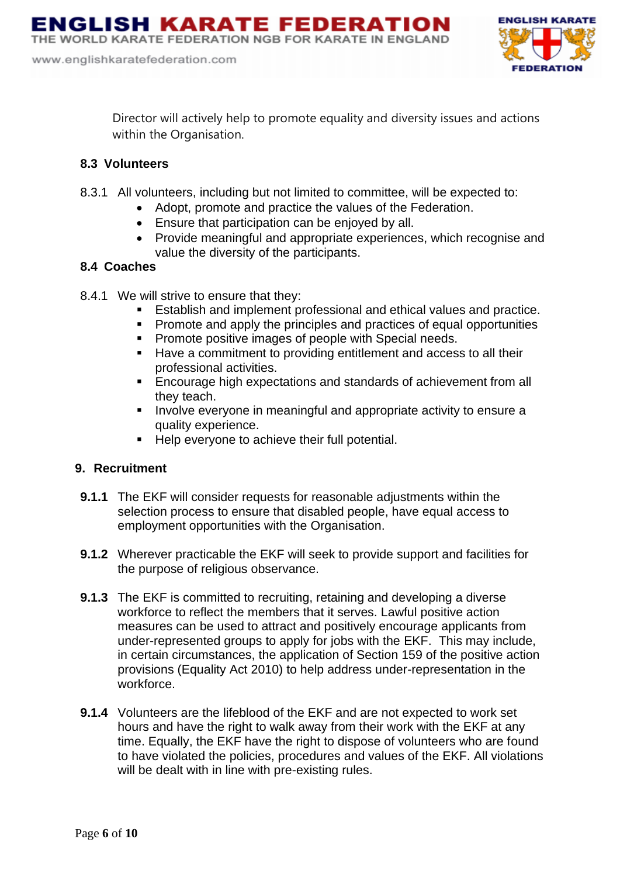Director will actively help to promote equality and diversity issues and actions within the Organisation.

### 8.3 Volunteers

8.3.1 All volunteers, including but not limited to committee, will be expected to:

- Adopt, promote and practice the values of the Federation.
- Ensure that participation can be enjoyed by all.
- Provide meaningful and appropriate experiences, which recognise and value the diversity of the participants.

### 8.4 Coaches

8.4.1 We will strive to ensure that they:

- Establish and implement professional and ethical values and practice.
- Promote and apply the principles and practices of equal opportunities
- Promote positive images of people with Special needs.
- Have a commitment to providing entitlement and access to all their professional activities.
- Encourage high expectations and standards of achievement from all they teach.
- Involve everyone in meaningful and appropriate activity to ensure a quality experience.
- Help everyone to achieve their full potential.

## 9. Recruitment

**9.1.1** The EKF will consider requests for reasonable adjustments within the selection process to ensure that disabled people, have equal access to employment opportunities with the Organisation.

**9.1.2** Wherever practicable the EKF will seek to provide support and facilities for the purpose of religious observance.

**9.1.3** The EKF is committed to recruiting, retaining and developing a diverse workforce to reflect the members that it serves. Lawful positive action measures can be used to attract and positively encourage applicants from under-represented groups to apply for jobs with the EKF. This may include, in certain circumstances, the application of Section 159 of the positive action provisions (Equality Act 2010) to help address under-representation in the workforce.

**9.1.4** Volunteers are the lifeblood of the EKF and are not expected to work set hours and have the right to walk away from their work with the EKF at any time. Equally, the EKF have the right to dispose of volunteers who are found to have violated the policies, procedures and values of the EKF. All violations will be dealt with in line with pre-existing rules.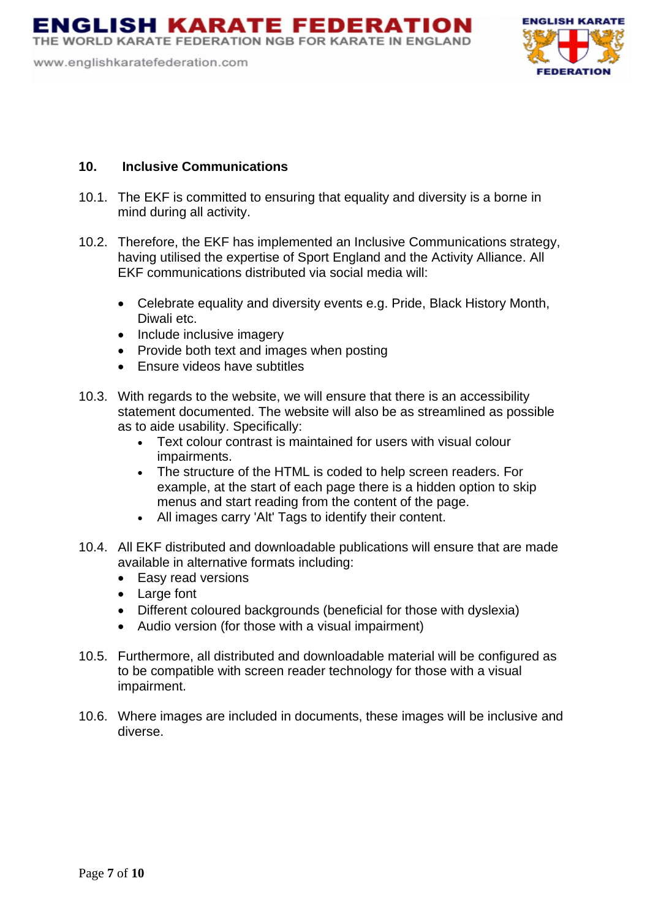## 10. Inclusive Communications

10.1. The EKF is committed to ensuring that equality and diversity is a borne in mind during all activity.

10.2. Therefore, the EKF has implemented an Inclusive Communications strategy, having utilised the expertise of Sport England and the Activity Alliance. All EKF communications distributed via social media will:

- Celebrate equality and diversity events e.g. Pride, Black History Month, Diwali etc.
- Include inclusive imagery
- Provide both text and images when posting
- Ensure videos have subtitles

10.3. With regards to the website, we will ensure that there is an accessibility statement documented. The website will also be as streamlined as possible as to aide usability. Specifically:

- Text colour contrast is maintained for users with visual colour impairments.
- The structure of the HTML is coded to help screen readers. For example, at the start of each page there is a hidden option to skip menus and start reading from the content of the page.
- All images carry 'Alt' Tags to identify their content.

10.4. All EKF distributed and downloadable publications will ensure that are made available in alternative formats including:

- Easy read versions
- Large font
- Different coloured backgrounds (beneficial for those with dyslexia)
- Audio version (for those with a visual impairment)

10.5. Furthermore, all distributed and downloadable material will be configured as to be compatible with screen reader technology for those with a visual impairment.

10.6. Where images are included in documents, these images will be inclusive and diverse.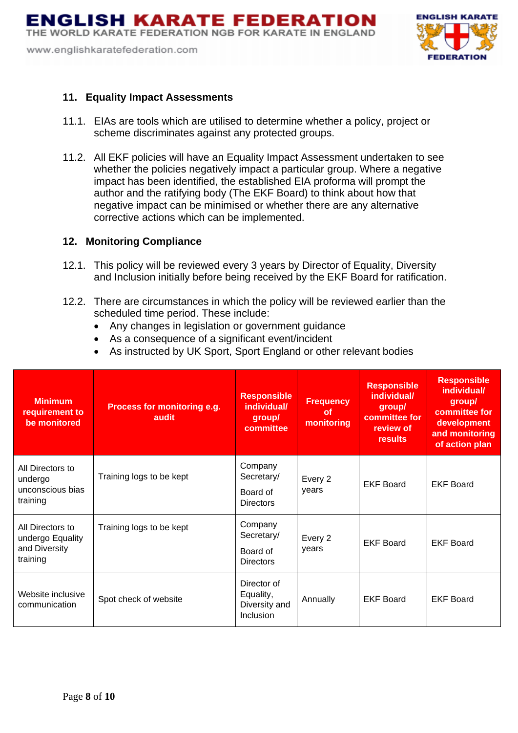## 11. Equality Impact Assessments

11.1. EIAs are tools which are utilised to determine whether a policy, project or scheme discriminates against any protected groups.

11.2. All EKF policies will have an Equality Impact Assessment undertaken to see whether the policies negatively impact a particular group. Where a negative impact has been identified, the established EIA proforma will prompt the author and the ratifying body (The EKF Board) to think about how that negative impact can be minimised or whether there are any alternative corrective actions which can be implemented.

## 12. Monitoring Compliance

12.1. This policy will be reviewed every 3 years by Director of Equality, Diversity and Inclusion initially before being received by the EKF Board for ratification.

12.2. There are circumstances in which the policy will be reviewed earlier than the scheduled time period. These include:

- Any changes in legislation or government guidance
- As a consequence of a significant event/incident
- As instructed by UK Sport, Sport England or other relevant bodies

| Minimum requirement to be monitored | Process for monitoring e.g. audit | Responsible individual/ group/ committee | Frequency of monitoring | Responsible individual/ group/ committee for review of results | Responsible individual/ group/ committee for development and monitoring of action plan |
|---|---|---|---|---|---|
| All Directors to undergo unconscious bias training | Training logs to be kept | Company Secretary/ Board of Directors | Every 2 years | EKF Board | EKF Board |
| All Directors to undergo Equality and Diversity training | Training logs to be kept | Company Secretary/ Board of Directors | Every 2 years | EKF Board | EKF Board |
| Website inclusive communication | Spot check of website | Director of Equality, Diversity and Inclusion | Annually | EKF Board | EKF Board |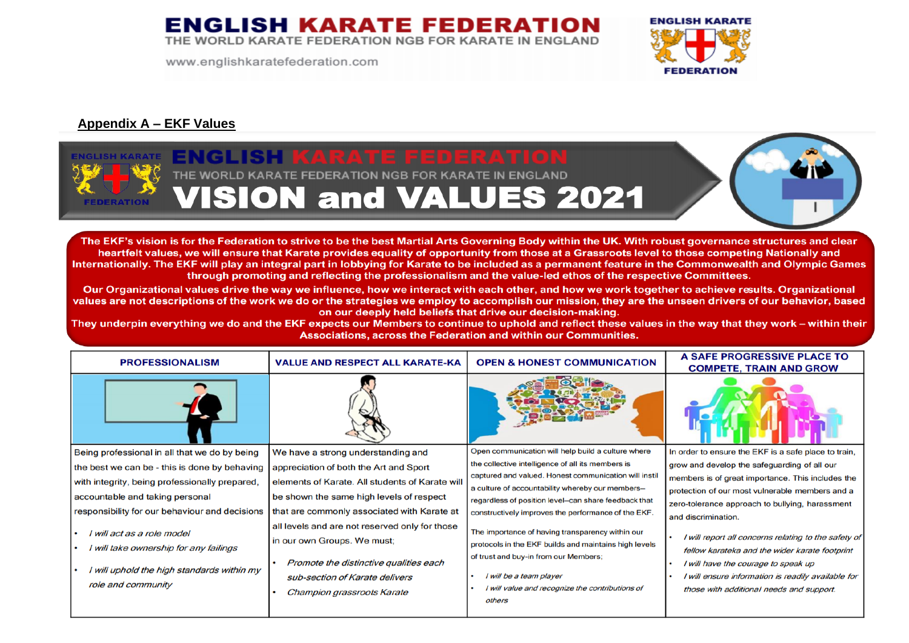## Appendix A – EKF Values

# ENGLISH KARATE FEDERATION

THE WORLD KARATE FEDERATION NGB FOR KARATE IN ENGLAND

# VISION and VALUES 2021

**The EKF's vision is for the Federation to strive to be the best Martial Arts Governing Body within the UK. With robust governance structures and clear heartfelt values, we will ensure that Karate provides equality of opportunity from those at a Grassroots level to those competing Nationally and Internationally. The EKF will play an integral part in lobbying for Karate to be included as a permanent feature in the Commonwealth and Olympic Games through promoting and reflecting the professionalism and the value-led ethos of the respective Committees.**

**Our Organizational values drive the way we influence, how we interact with each other, and how we work together to achieve results. Organizational values are not descriptions of the work we do or the strategies we employ to accomplish our mission, they are the unseen drivers of our behavior, based on our deeply held beliefs that drive our decision-making.**

**They underpin everything we do and the EKF expects our Members to continue to uphold and reflect these values in the way that they work – within their Associations, across the Federation and within our Communities.**

| PROFESSIONALISM | VALUE AND RESPECT ALL KARATE-KA | OPEN & HONEST COMMUNICATION | A SAFE PROGRESSIVE PLACE TO COMPETE, TRAIN AND GROW |
|---|---|---|---|
| Being professional in all that we do by being the best we can be - this is done by behaving with integrity, being professionally prepared, accountable and taking personal responsibility for our behaviour and decisions<br><br>• *I will act as a role model*<br>• *I will take ownership for any failings*<br>• *I will uphold the high standards within my role and community* | We have a strong understanding and appreciation of both the Art and Sport elements of Karate. All students of Karate will be shown the same high levels of respect that are commonly associated with Karate at all levels and are not reserved only for those in our own Groups. We must;<br><br>• *Promote the distinctive qualities each sub-section of Karate delivers*<br>• *Champion grassroots Karate* | Open communication will help build a culture where the collective intelligence of all its members is captured and valued. Honest communication will instil a culture of accountability whereby our members–regardless of position level–can share feedback that constructively improves the performance of the EKF.<br><br>The importance of having transparency within our protocols in the EKF builds and maintains high levels of trust and buy-in from our Members;<br><br>• *I will be a team player*<br>• *I will value and recognize the contributions of others* | In order to ensure the EKF is a safe place to train, grow and develop the safeguarding of all our members is of great importance. This includes the protection of our most vulnerable members and a zero-tolerance approach to bullying, harassment and discrimination.<br><br>• *I will report all concerns relating to the safety of fellow karateka and the wider karate footprint*<br>• *I will have the courage to speak up*<br>• *I will ensure information is readily available for those with additional needs and support.* |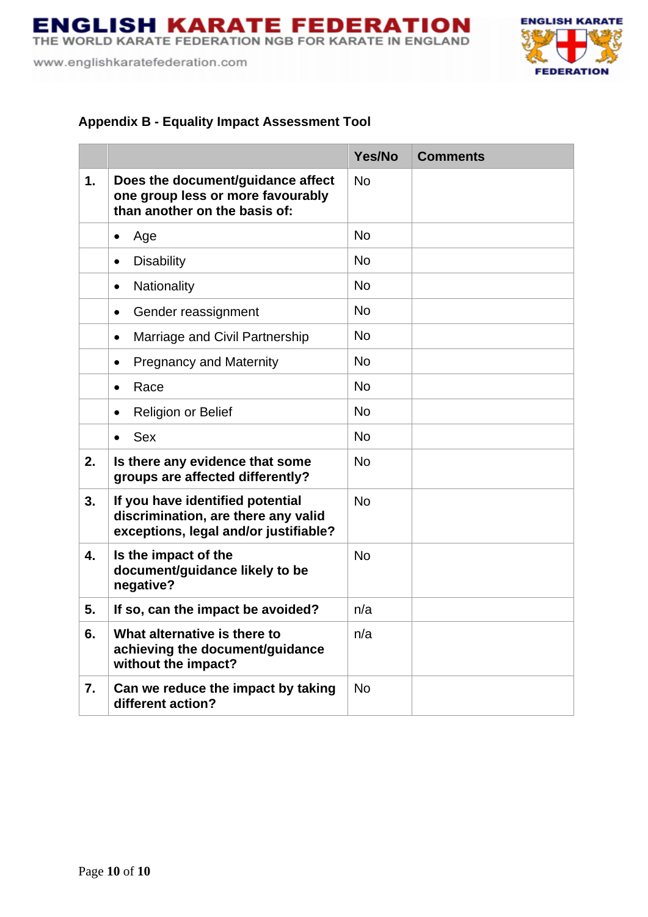## Appendix B - Equality Impact Assessment Tool

| | | Yes/No | Comments |
|---|---|---|---|
| **1.** | **Does the document/guidance affect one group less or more favourably than another on the basis of:** | No | |
| | • Age | No | |
| | • Disability | No | |
| | • Nationality | No | |
| | • Gender reassignment | No | |
| | • Marriage and Civil Partnership | No | |
| | • Pregnancy and Maternity | No | |
| | • Race | No | |
| | • Religion or Belief | No | |
| | • Sex | No | |
| **2.** | **Is there any evidence that some groups are affected differently?** | No | |
| **3.** | **If you have identified potential discrimination, are there any valid exceptions, legal and/or justifiable?** | No | |
| **4.** | **Is the impact of the document/guidance likely to be negative?** | No | |
| **5.** | **If so, can the impact be avoided?** | n/a | |
| **6.** | **What alternative is there to achieving the document/guidance without the impact?** | n/a | |
| **7.** | **Can we reduce the impact by taking different action?** | No | |